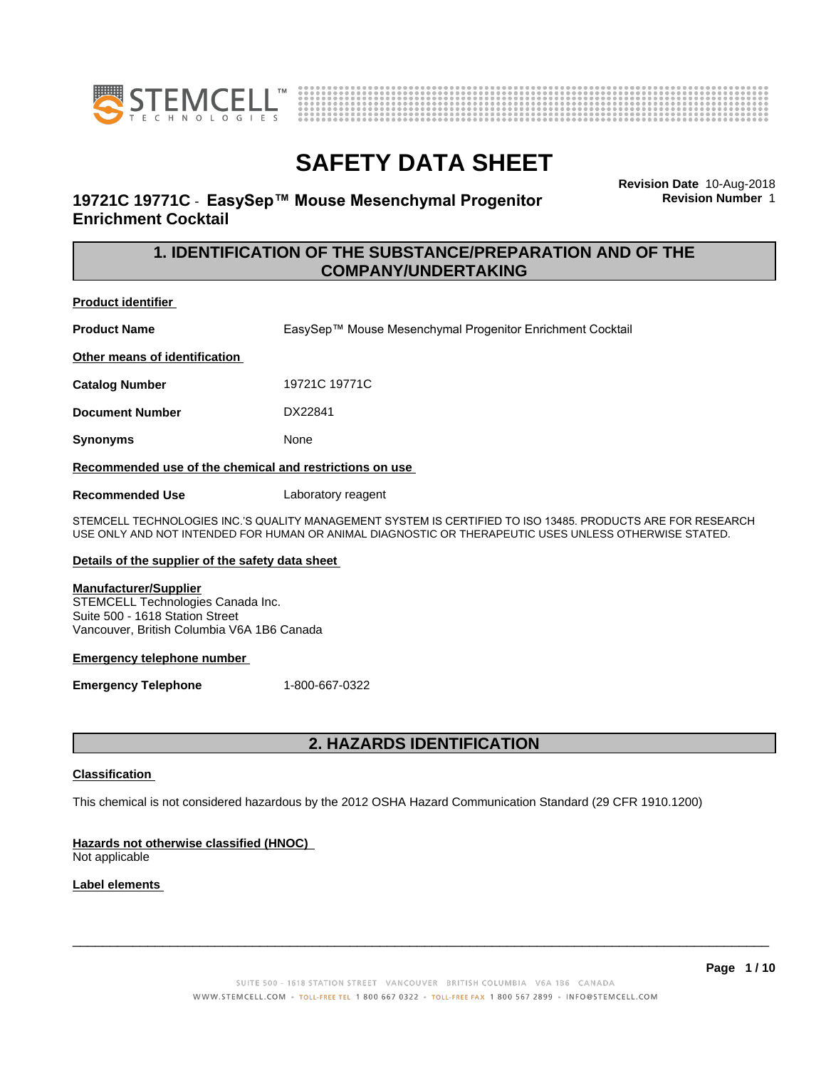# SAFETY DATA SHEET

## 19721C 19771C - EasySep™ Mouse Mesenchymal Progenitor Enrichment Cocktail

**Revision Date** 10-Aug-2018
**Revision Number** 1

## 1. IDENTIFICATION OF THE SUBSTANCE/PREPARATION AND OF THE COMPANY/UNDERTAKING

**Product identifier**

| | |
|---|---|
| **Product Name** | EasySep™ Mouse Mesenchymal Progenitor Enrichment Cocktail |

**Other means of identification**

| | |
|---|---|
| **Catalog Number** | 19721C 19771C |
| **Document Number** | DX22841 |
| **Synonyms** | None |

**Recommended use of the chemical and restrictions on use**

| | |
|---|---|
| **Recommended Use** | Laboratory reagent |

STEMCELL TECHNOLOGIES INC.'S QUALITY MANAGEMENT SYSTEM IS CERTIFIED TO ISO 13485. PRODUCTS ARE FOR RESEARCH USE ONLY AND NOT INTENDED FOR HUMAN OR ANIMAL DIAGNOSTIC OR THERAPEUTIC USES UNLESS OTHERWISE STATED.

**Details of the supplier of the safety data sheet**

**Manufacturer/Supplier**
STEMCELL Technologies Canada Inc.
Suite 500 - 1618 Station Street
Vancouver, British Columbia V6A 1B6 Canada

**Emergency telephone number**

| | |
|---|---|
| **Emergency Telephone** | 1-800-667-0322 |

## 2. HAZARDS IDENTIFICATION

**Classification**

This chemical is not considered hazardous by the 2012 OSHA Hazard Communication Standard (29 CFR 1910.1200)

**Hazards not otherwise classified (HNOC)**
Not applicable

**Label elements**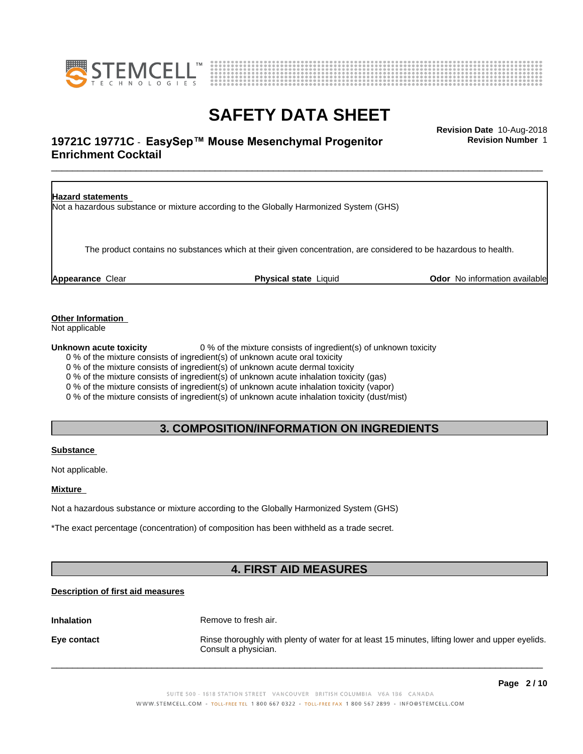**Hazard statements**
Not a hazardous substance or mixture according to the Globally Harmonized System (GHS)

The product contains no substances which at their given concentration, are considered to be hazardous to health.

**Appearance** Clear **Physical state** Liquid **Odor** No information available

**Other Information**
Not applicable

**Unknown acute toxicity** 0 % of the mixture consists of ingredient(s) of unknown toxicity

0 % of the mixture consists of ingredient(s) of unknown acute oral toxicity
0 % of the mixture consists of ingredient(s) of unknown acute dermal toxicity
0 % of the mixture consists of ingredient(s) of unknown acute inhalation toxicity (gas)
0 % of the mixture consists of ingredient(s) of unknown acute inhalation toxicity (vapor)
0 % of the mixture consists of ingredient(s) of unknown acute inhalation toxicity (dust/mist)

## 3. COMPOSITION/INFORMATION ON INGREDIENTS

**Substance**

Not applicable.

**Mixture**

Not a hazardous substance or mixture according to the Globally Harmonized System (GHS)

*The exact percentage (concentration) of composition has been withheld as a trade secret.

## 4. FIRST AID MEASURES

**Description of first aid measures**

**Inhalation** Remove to fresh air.

**Eye contact** Rinse thoroughly with plenty of water for at least 15 minutes, lifting lower and upper eyelids. Consult a physician.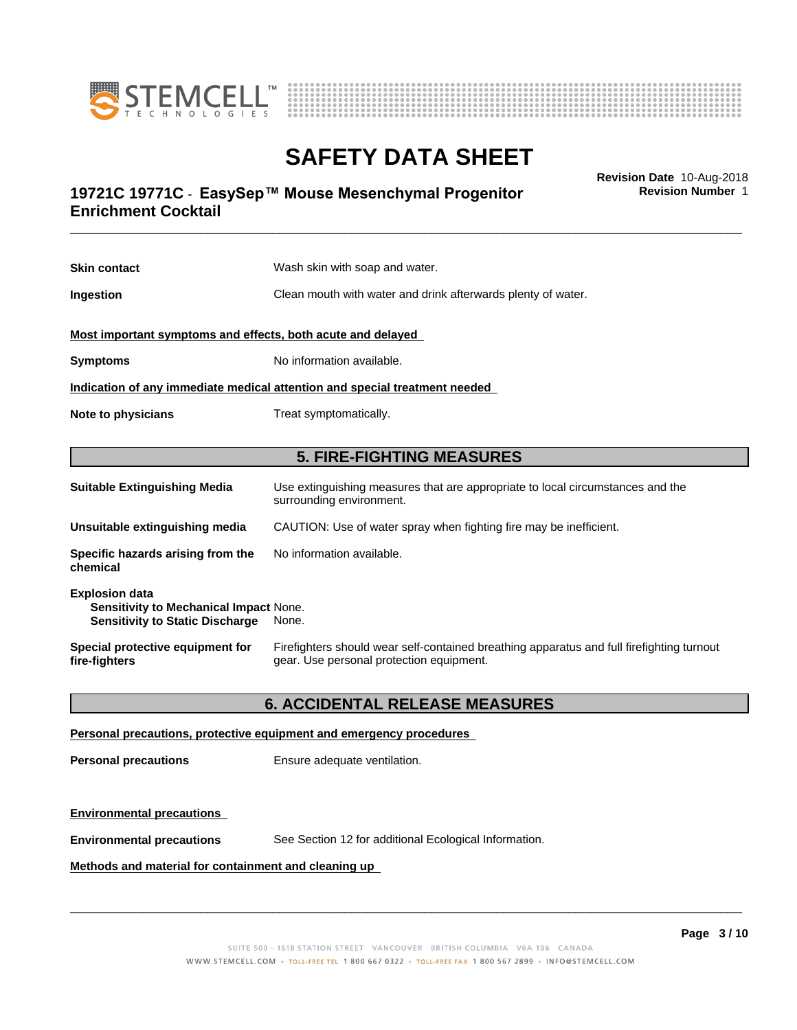**Skin contact** Wash skin with soap and water.

**Ingestion** Clean mouth with water and drink afterwards plenty of water.

**Most important symptoms and effects, both acute and delayed**

**Symptoms** No information available.

**Indication of any immediate medical attention and special treatment needed**

**Note to physicians** Treat symptomatically.

## 5. FIRE-FIGHTING MEASURES

**Suitable Extinguishing Media** Use extinguishing measures that are appropriate to local circumstances and the surrounding environment.

**Unsuitable extinguishing media** CAUTION: Use of water spray when fighting fire may be inefficient.

**Specific hazards arising from the chemical** No information available.

**Explosion data**
**Sensitivity to Mechanical Impact** None.
**Sensitivity to Static Discharge** None.

**Special protective equipment for fire-fighters** Firefighters should wear self-contained breathing apparatus and full firefighting turnout gear. Use personal protection equipment.

## 6. ACCIDENTAL RELEASE MEASURES

**Personal precautions, protective equipment and emergency procedures**

**Personal precautions** Ensure adequate ventilation.

**Environmental precautions**

**Environmental precautions** See Section 12 for additional Ecological Information.

**Methods and material for containment and cleaning up**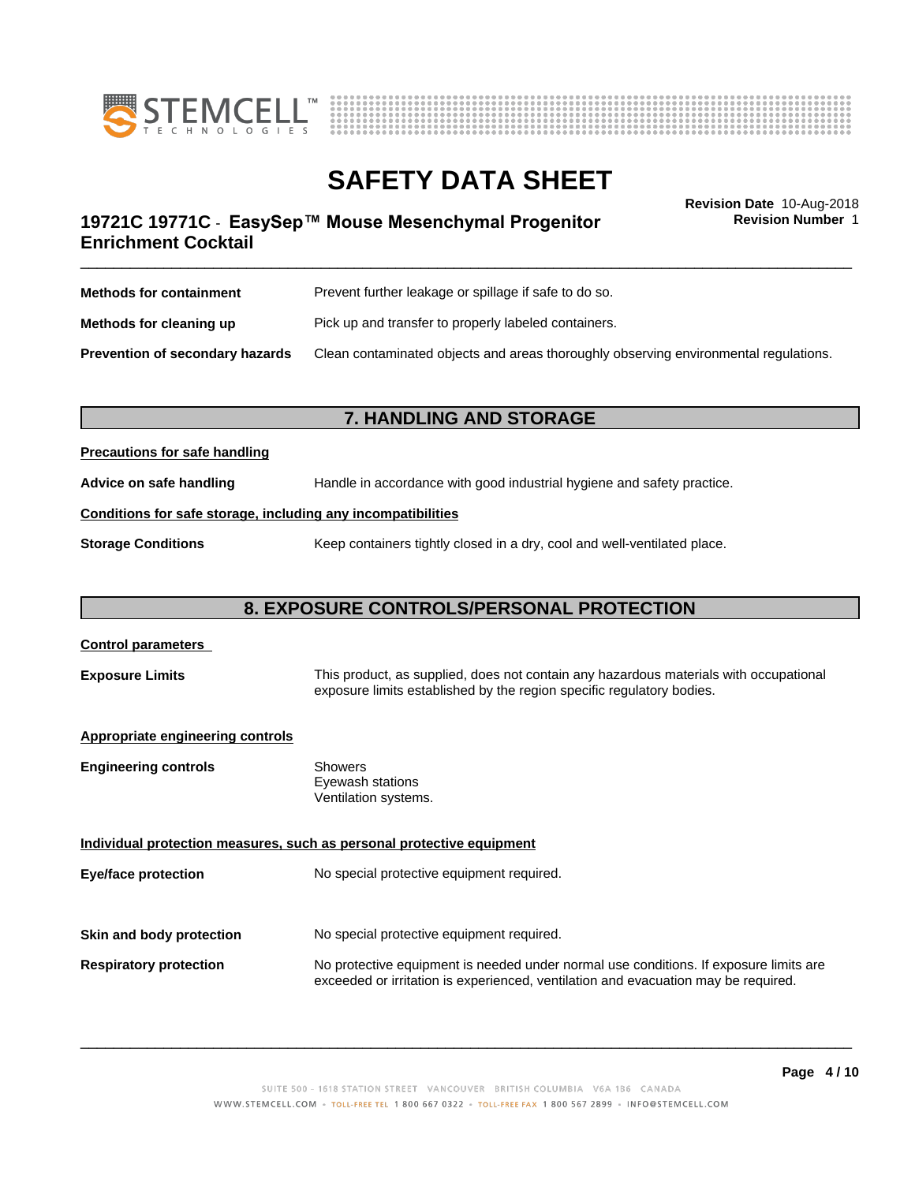| | |
|---|---|
| **Methods for containment** | Prevent further leakage or spillage if safe to do so. |
| **Methods for cleaning up** | Pick up and transfer to properly labeled containers. |
| **Prevention of secondary hazards** | Clean contaminated objects and areas thoroughly observing environmental regulations. |

## 7. HANDLING AND STORAGE

**Precautions for safe handling**

| | |
|---|---|
| **Advice on safe handling** | Handle in accordance with good industrial hygiene and safety practice. |

**Conditions for safe storage, including any incompatibilities**

| | |
|---|---|
| **Storage Conditions** | Keep containers tightly closed in a dry, cool and well-ventilated place. |

## 8. EXPOSURE CONTROLS/PERSONAL PROTECTION

**Control parameters**

| | |
|---|---|
| **Exposure Limits** | This product, as supplied, does not contain any hazardous materials with occupational exposure limits established by the region specific regulatory bodies. |

**Appropriate engineering controls**

| | |
|---|---|
| **Engineering controls** | Showers<br>Eyewash stations<br>Ventilation systems. |

**Individual protection measures, such as personal protective equipment**

| | |
|---|---|
| **Eye/face protection** | No special protective equipment required. |
| **Skin and body protection** | No special protective equipment required. |
| **Respiratory protection** | No protective equipment is needed under normal use conditions. If exposure limits are exceeded or irritation is experienced, ventilation and evacuation may be required. |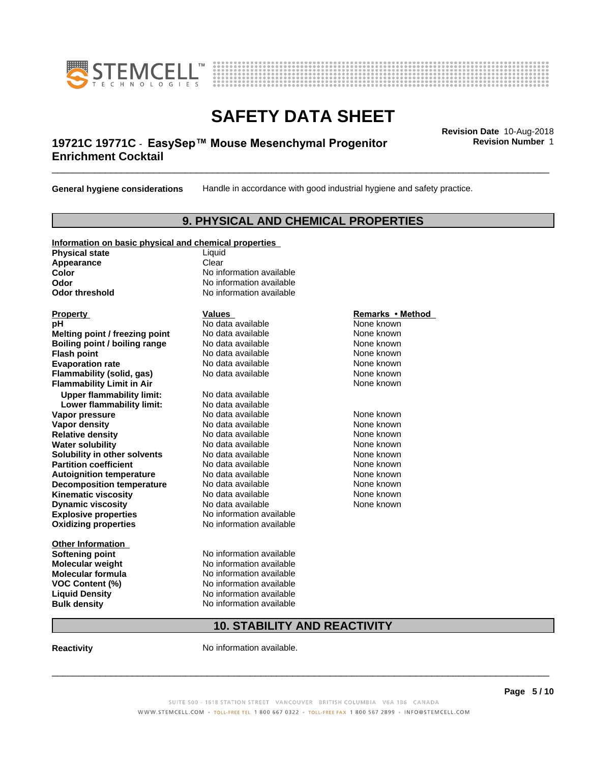**General hygiene considerations** Handle in accordance with good industrial hygiene and safety practice.

## 9. PHYSICAL AND CHEMICAL PROPERTIES

**Information on basic physical and chemical properties**

| | |
|---|---|
| **Physical state** | Liquid |
| **Appearance** | Clear |
| **Color** | No information available |
| **Odor** | No information available |
| **Odor threshold** | No information available |

| Property | Values | Remarks • Method |
|---|---|---|
| **pH** | No data available | None known |
| **Melting point / freezing point** | No data available | None known |
| **Boiling point / boiling range** | No data available | None known |
| **Flash point** | No data available | None known |
| **Evaporation rate** | No data available | None known |
| **Flammability (solid, gas)** | No data available | None known |
| **Flammability Limit in Air** | | None known |
| **Upper flammability limit:** | No data available | |
| **Lower flammability limit:** | No data available | |
| **Vapor pressure** | No data available | None known |
| **Vapor density** | No data available | None known |
| **Relative density** | No data available | None known |
| **Water solubility** | No data available | None known |
| **Solubility in other solvents** | No data available | None known |
| **Partition coefficient** | No data available | None known |
| **Autoignition temperature** | No data available | None known |
| **Decomposition temperature** | No data available | None known |
| **Kinematic viscosity** | No data available | None known |
| **Dynamic viscosity** | No data available | None known |
| **Explosive properties** | No information available | |
| **Oxidizing properties** | No information available | |

**Other Information**

| | |
|---|---|
| **Softening point** | No information available |
| **Molecular weight** | No information available |
| **Molecular formula** | No information available |
| **VOC Content (%)** | No information available |
| **Liquid Density** | No information available |
| **Bulk density** | No information available |

## 10. STABILITY AND REACTIVITY

**Reactivity** No information available.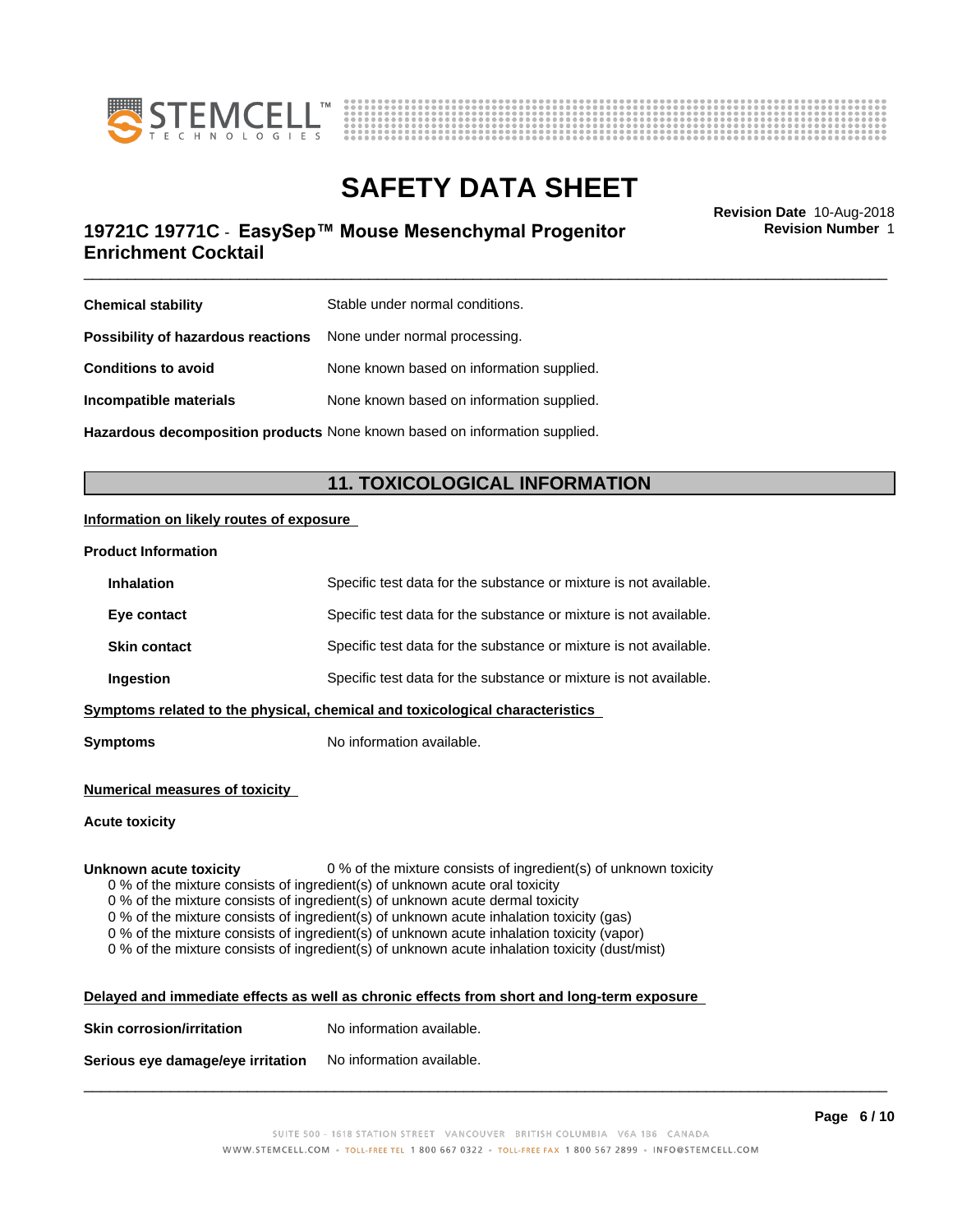| | |
|---|---|
| **Chemical stability** | Stable under normal conditions. |
| **Possibility of hazardous reactions** | None under normal processing. |
| **Conditions to avoid** | None known based on information supplied. |
| **Incompatible materials** | None known based on information supplied. |
| **Hazardous decomposition products** | None known based on information supplied. |

## 11. TOXICOLOGICAL INFORMATION

**Information on likely routes of exposure**

**Product Information**

| | |
|---|---|
| **Inhalation** | Specific test data for the substance or mixture is not available. |
| **Eye contact** | Specific test data for the substance or mixture is not available. |
| **Skin contact** | Specific test data for the substance or mixture is not available. |
| **Ingestion** | Specific test data for the substance or mixture is not available. |

**Symptoms related to the physical, chemical and toxicological characteristics**

**Symptoms** No information available.

**Numerical measures of toxicity**

**Acute toxicity**

**Unknown acute toxicity** 0 % of the mixture consists of ingredient(s) of unknown toxicity

0 % of the mixture consists of ingredient(s) of unknown acute oral toxicity
0 % of the mixture consists of ingredient(s) of unknown acute dermal toxicity
0 % of the mixture consists of ingredient(s) of unknown acute inhalation toxicity (gas)
0 % of the mixture consists of ingredient(s) of unknown acute inhalation toxicity (vapor)
0 % of the mixture consists of ingredient(s) of unknown acute inhalation toxicity (dust/mist)

**Delayed and immediate effects as well as chronic effects from short and long-term exposure**

| | |
|---|---|
| **Skin corrosion/irritation** | No information available. |
| **Serious eye damage/eye irritation** | No information available. |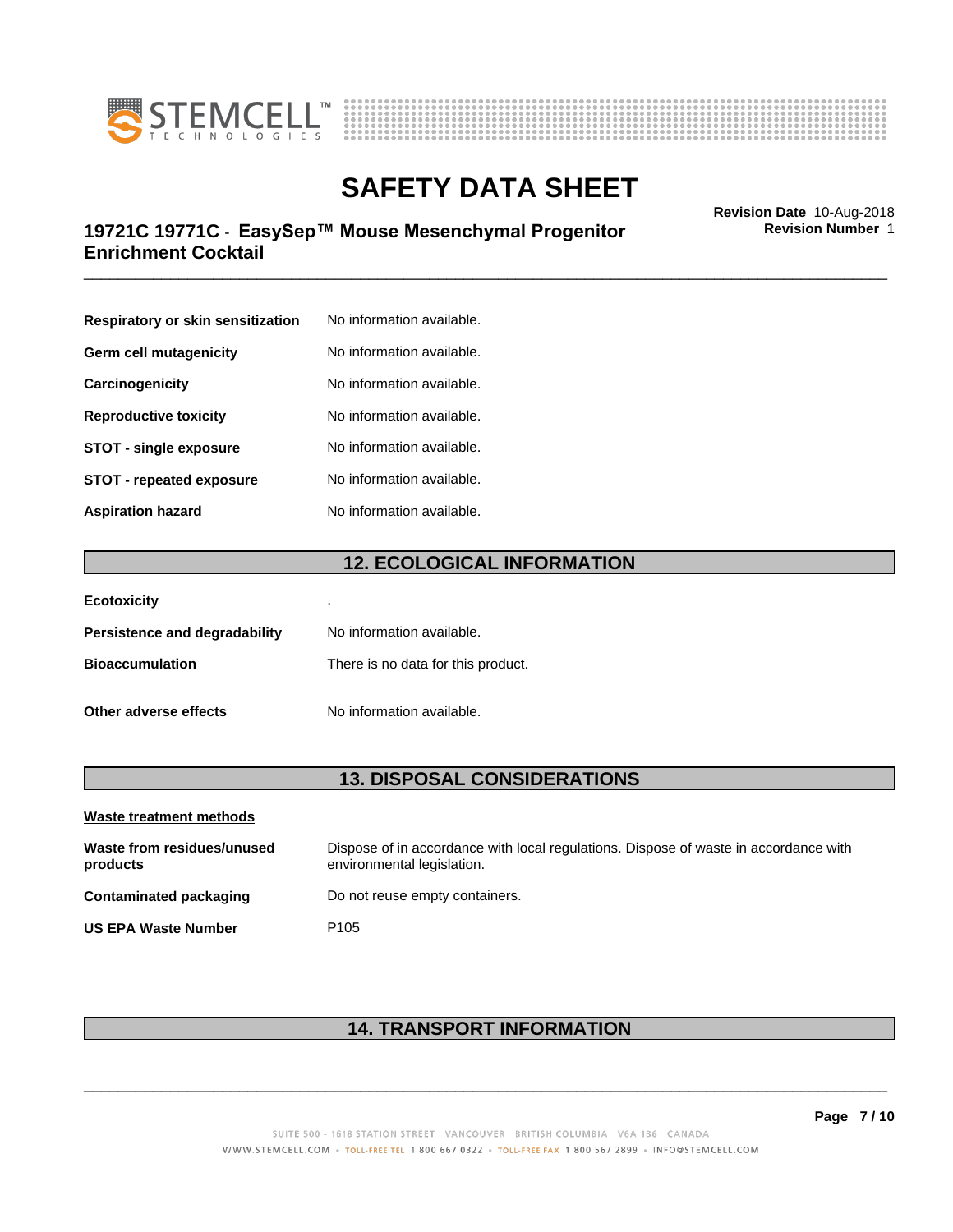| | |
|---|---|
| **Respiratory or skin sensitization** | No information available. |
| **Germ cell mutagenicity** | No information available. |
| **Carcinogenicity** | No information available. |
| **Reproductive toxicity** | No information available. |
| **STOT - single exposure** | No information available. |
| **STOT - repeated exposure** | No information available. |
| **Aspiration hazard** | No information available. |

## 12. ECOLOGICAL INFORMATION

| | |
|---|---|
| **Ecotoxicity** | . |
| **Persistence and degradability** | No information available. |
| **Bioaccumulation** | There is no data for this product. |
| **Other adverse effects** | No information available. |

## 13. DISPOSAL CONSIDERATIONS

**Waste treatment methods**

| | |
|---|---|
| **Waste from residues/unused products** | Dispose of in accordance with local regulations. Dispose of waste in accordance with environmental legislation. |
| **Contaminated packaging** | Do not reuse empty containers. |
| **US EPA Waste Number** | P105 |

## 14. TRANSPORT INFORMATION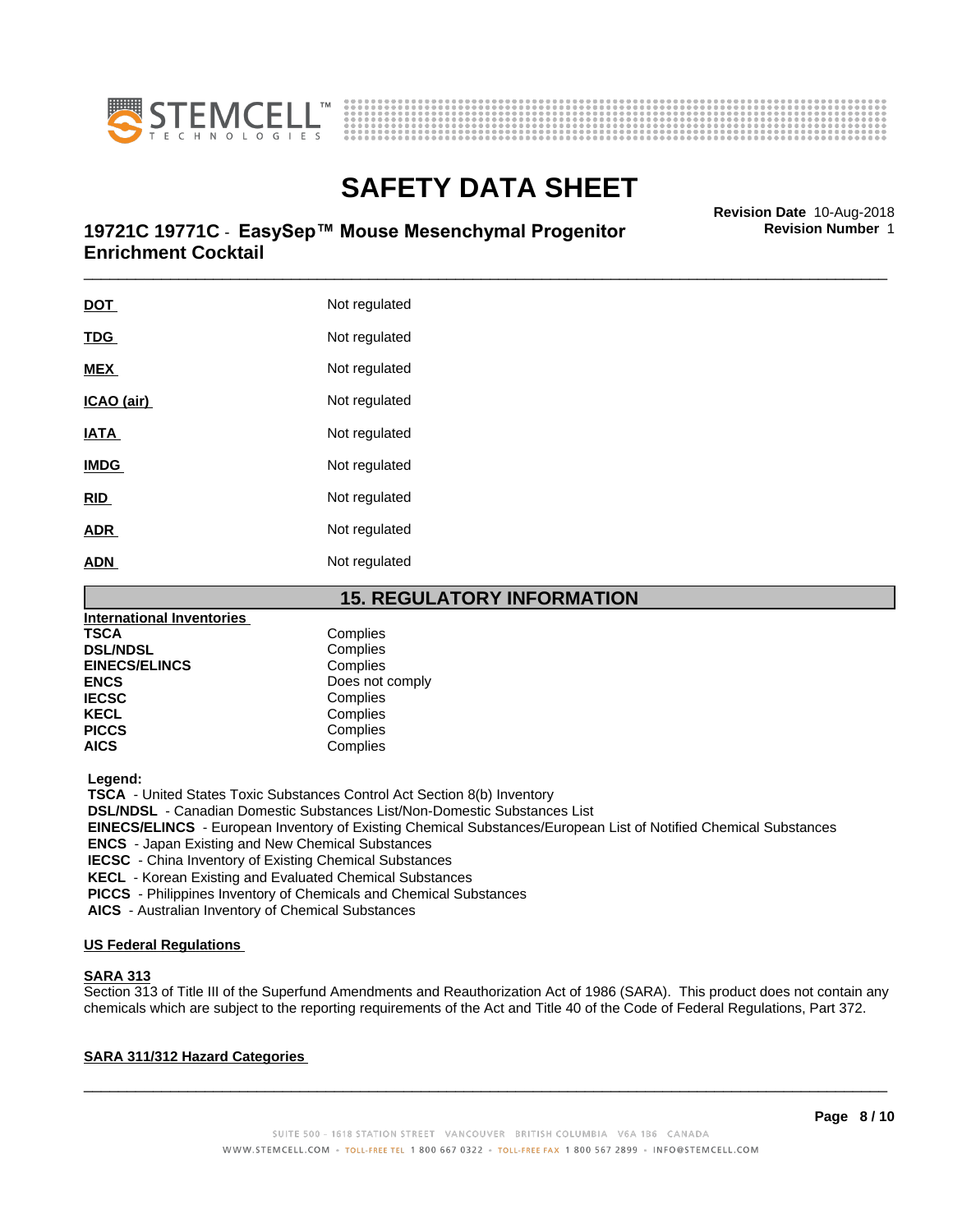**DOT** Not regulated

**TDG** Not regulated

**MEX** Not regulated

**ICAO (air)** Not regulated

**IATA** Not regulated

**IMDG** Not regulated

**RID** Not regulated

**ADR** Not regulated

**ADN** Not regulated

## 15. REGULATORY INFORMATION

**International Inventories**

| | |
|---|---|
| **TSCA** | Complies |
| **DSL/NDSL** | Complies |
| **EINECS/ELINCS** | Complies |
| **ENCS** | Does not comply |
| **IECSC** | Complies |
| **KECL** | Complies |
| **PICCS** | Complies |
| **AICS** | Complies |

**Legend:**

**TSCA** - United States Toxic Substances Control Act Section 8(b) Inventory
**DSL/NDSL** - Canadian Domestic Substances List/Non-Domestic Substances List
**EINECS/ELINCS** - European Inventory of Existing Chemical Substances/European List of Notified Chemical Substances
**ENCS** - Japan Existing and New Chemical Substances
**IECSC** - China Inventory of Existing Chemical Substances
**KECL** - Korean Existing and Evaluated Chemical Substances
**PICCS** - Philippines Inventory of Chemicals and Chemical Substances
**AICS** - Australian Inventory of Chemical Substances

**US Federal Regulations**

**SARA 313**

Section 313 of Title III of the Superfund Amendments and Reauthorization Act of 1986 (SARA). This product does not contain any chemicals which are subject to the reporting requirements of the Act and Title 40 of the Code of Federal Regulations, Part 372.

**SARA 311/312 Hazard Categories**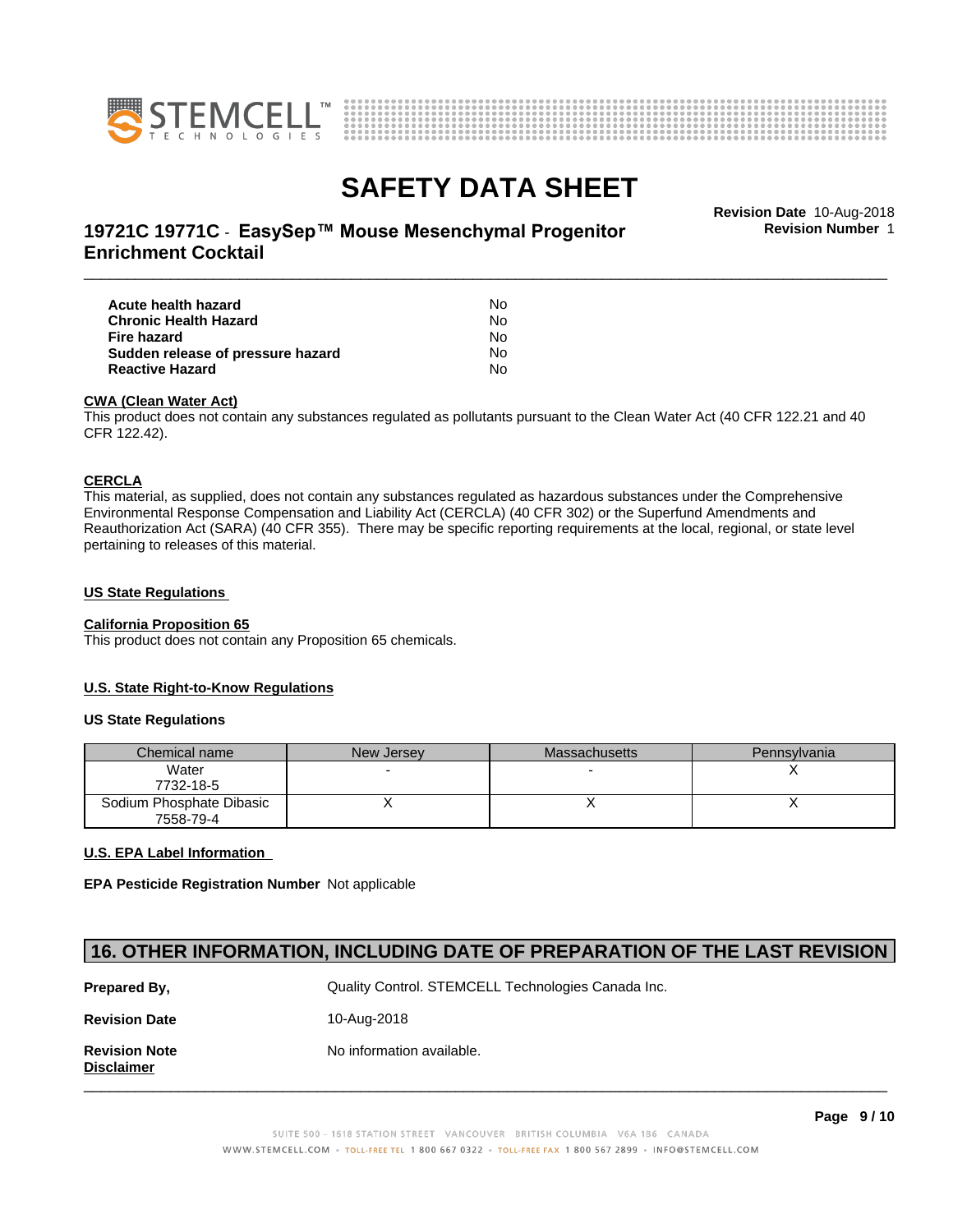| | |
|---|---|
| **Acute health hazard** | No |
| **Chronic Health Hazard** | No |
| **Fire hazard** | No |
| **Sudden release of pressure hazard** | No |
| **Reactive Hazard** | No |

**CWA (Clean Water Act)**

This product does not contain any substances regulated as pollutants pursuant to the Clean Water Act (40 CFR 122.21 and 40 CFR 122.42).

**CERCLA**

This material, as supplied, does not contain any substances regulated as hazardous substances under the Comprehensive Environmental Response Compensation and Liability Act (CERCLA) (40 CFR 302) or the Superfund Amendments and Reauthorization Act (SARA) (40 CFR 355). There may be specific reporting requirements at the local, regional, or state level pertaining to releases of this material.

**US State Regulations**

**California Proposition 65**

This product does not contain any Proposition 65 chemicals.

**U.S. State Right-to-Know Regulations**

**US State Regulations**

| Chemical name | New Jersey | Massachusetts | Pennsylvania |
|---|---|---|---|
| Water<br>7732-18-5 | - | - | X |
| Sodium Phosphate Dibasic<br>7558-79-4 | X | X | X |

**U.S. EPA Label Information**

**EPA Pesticide Registration Number** Not applicable

## 16. OTHER INFORMATION, INCLUDING DATE OF PREPARATION OF THE LAST REVISION

**Prepared By,** Quality Control. STEMCELL Technologies Canada Inc.

**Revision Date** 10-Aug-2018

**Revision Note** No information available.

**Disclaimer**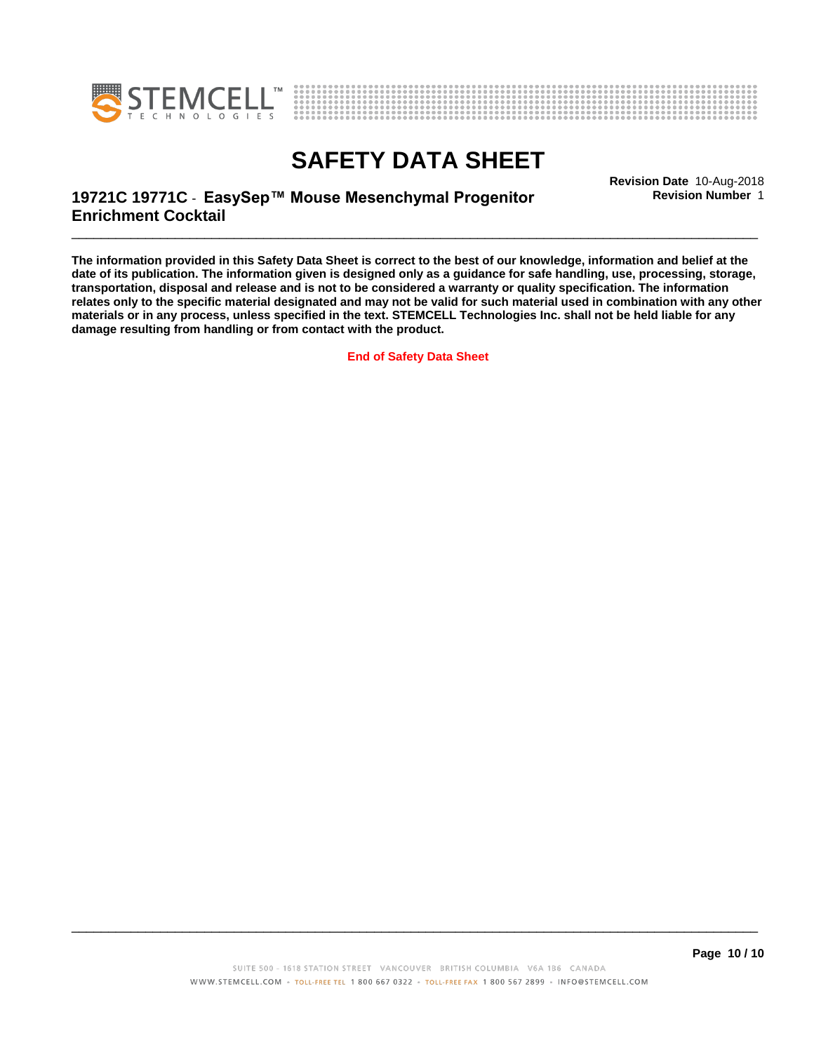The information provided in this Safety Data Sheet is correct to the best of our knowledge, information and belief at the date of its publication. The information given is designed only as a guidance for safe handling, use, processing, storage, transportation, disposal and release and is not to be considered a warranty or quality specification. The information relates only to the specific material designated and may not be valid for such material used in combination with any other materials or in any process, unless specified in the text. STEMCELL Technologies Inc. shall not be held liable for any damage resulting from handling or from contact with the product.

**End of Safety Data Sheet**